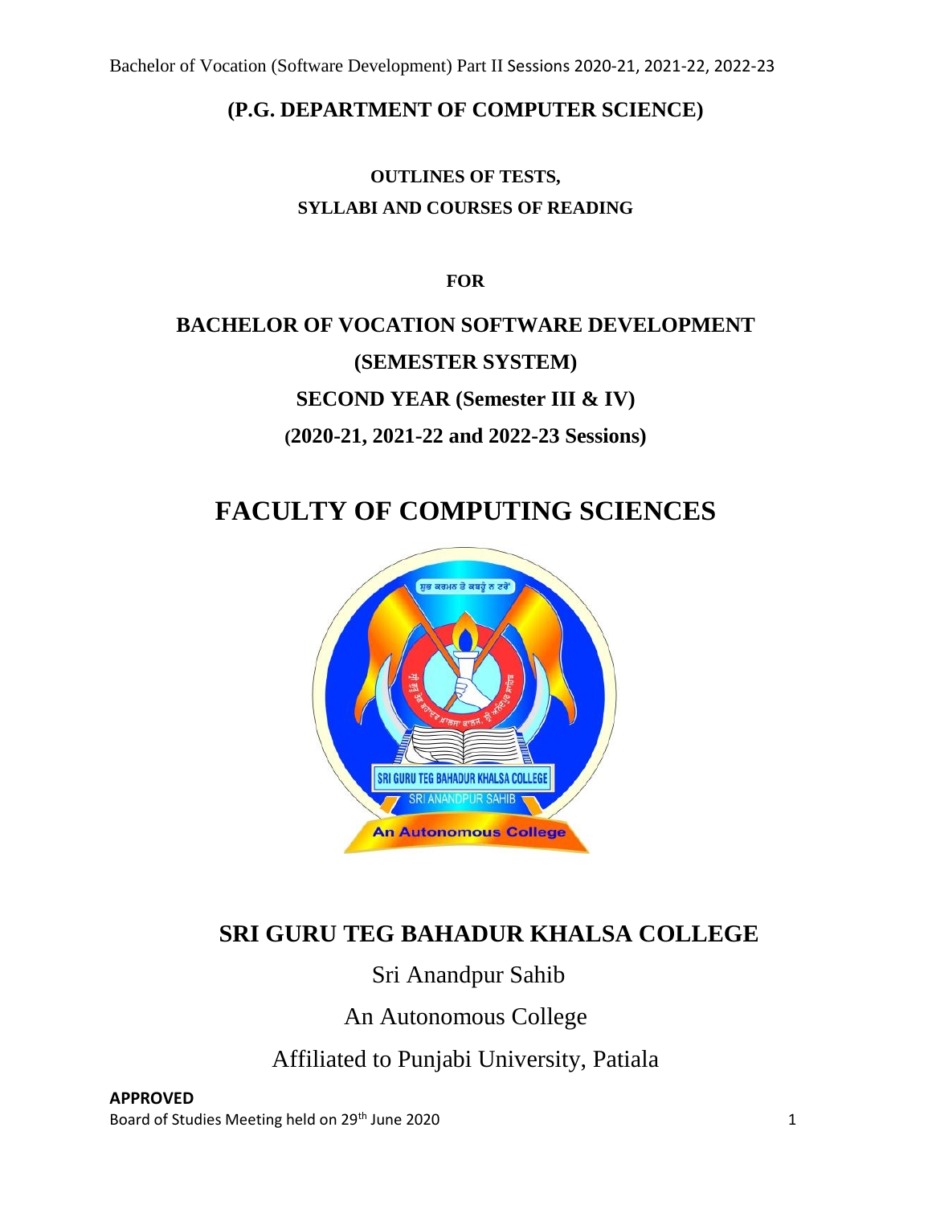**(P.G. DEPARTMENT OF COMPUTER SCIENCE)**

**OUTLINES OF TESTS,**

**SYLLABI AND COURSES OF READING**

**FOR**

## BACHELOR OF VOCATION SOFTWARE DEVELOPMENT

## (SEMESTER SYSTEM)

## SECOND YEAR (Semester III & IV)

## (2020-21, 2021-22 and 2022-23 Sessions)

# FACULTY OF COMPUTING SCIENCES

## SRI GURU TEG BAHADUR KHALSA COLLEGE

Sri Anandpur Sahib

An Autonomous College

Affiliated to Punjabi University, Patiala

**APPROVED**

Board of Studies Meeting held on 29th June 2020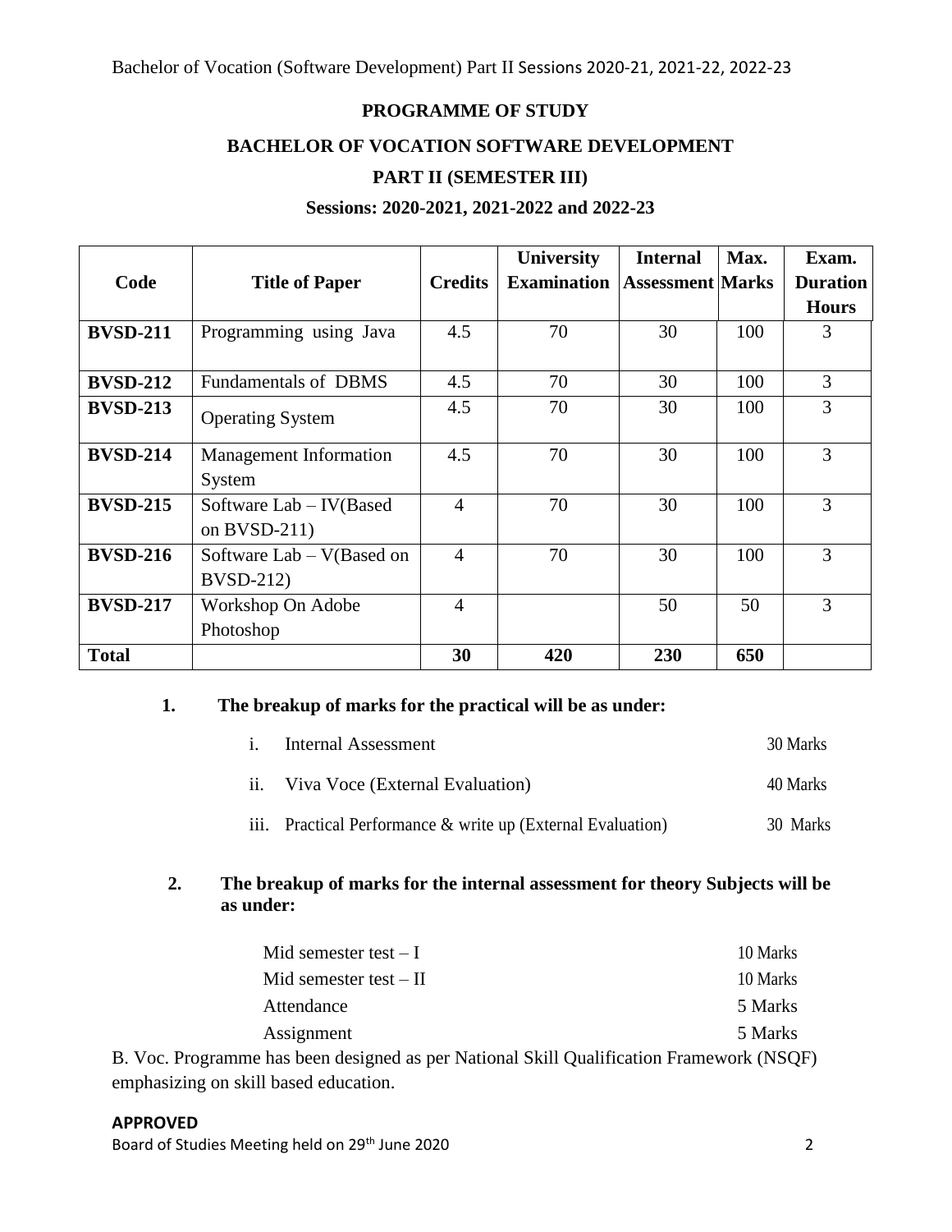## PROGRAMME OF STUDY

## BACHELOR OF VOCATION SOFTWARE DEVELOPMENT

## PART II (SEMESTER III)

### Sessions: 2020-2021, 2021-2022 and 2022-23

| Code | Title of Paper | Credits | University Examination | Internal Assessment | Max. Marks | Exam. Duration Hours |
|---|---|---|---|---|---|---|
| **BVSD-211** | Programming using Java | 4.5 | 70 | 30 | 100 | 3 |
| **BVSD-212** | Fundamentals of DBMS | 4.5 | 70 | 30 | 100 | 3 |
| **BVSD-213** | Operating System | 4.5 | 70 | 30 | 100 | 3 |
| **BVSD-214** | Management Information System | 4.5 | 70 | 30 | 100 | 3 |
| **BVSD-215** | Software Lab – IV(Based on BVSD-211) | 4 | 70 | 30 | 100 | 3 |
| **BVSD-216** | Software Lab – V(Based on BVSD-212) | 4 | 70 | 30 | 100 | 3 |
| **BVSD-217** | Workshop On Adobe Photoshop | 4 | | 50 | 50 | 3 |
| **Total** | | **30** | **420** | **230** | **650** | |

**1. The breakup of marks for the practical will be as under:**

i. Internal Assessment — 30 Marks

ii. Viva Voce (External Evaluation) — 40 Marks

iii. Practical Performance & write up (External Evaluation) — 30 Marks

**2. The breakup of marks for the internal assessment for theory Subjects will be as under:**

| | |
|---|---|
| Mid semester test – I | 10 Marks |
| Mid semester test – II | 10 Marks |
| Attendance | 5 Marks |
| Assignment | 5 Marks |

B. Voc. Programme has been designed as per National Skill Qualification Framework (NSQF) emphasizing on skill based education.

**APPROVED**

Board of Studies Meeting held on 29th June 2020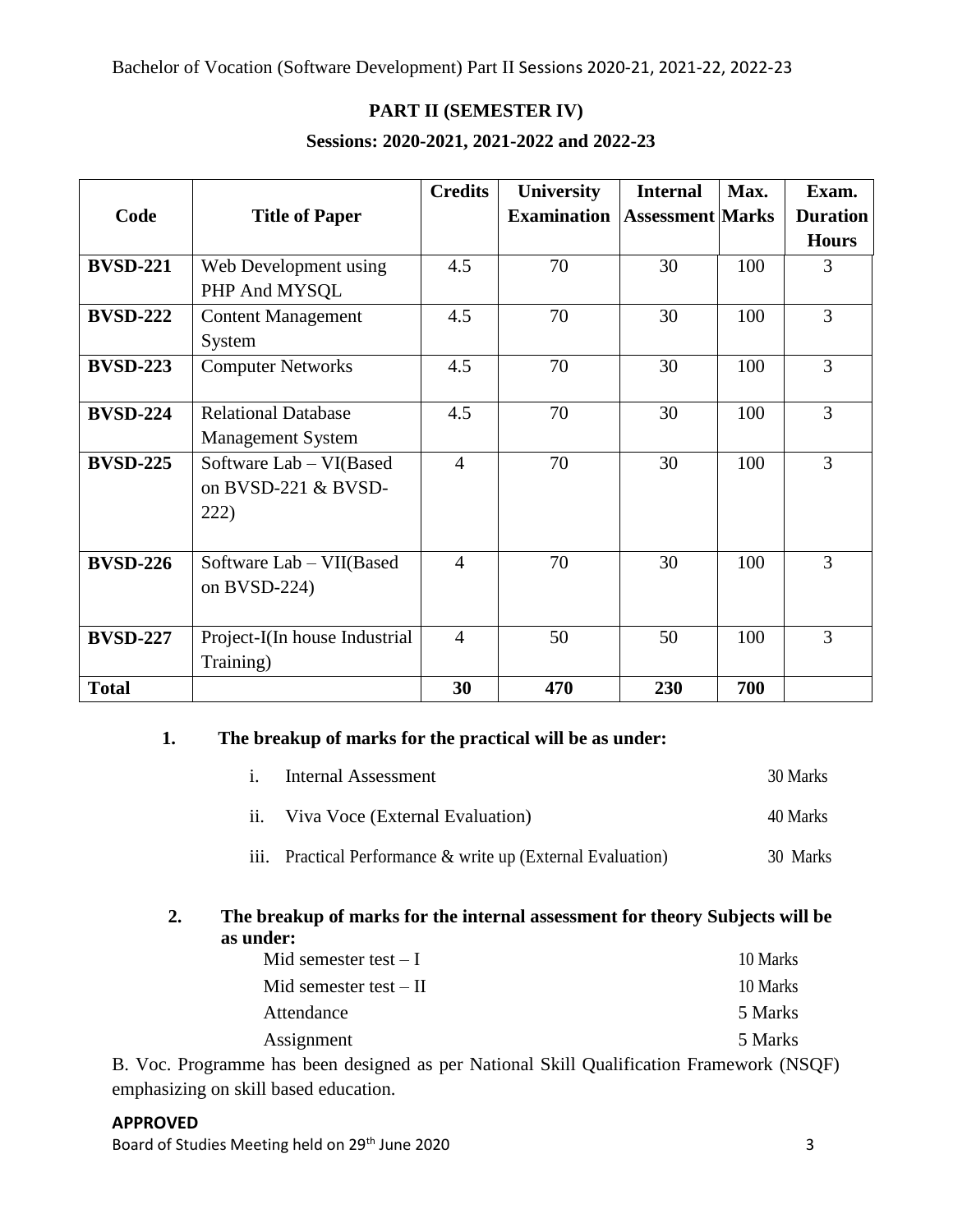## PART II (SEMESTER IV)

### Sessions: 2020-2021, 2021-2022 and 2022-23

| Code | Title of Paper | Credits | University Examination | Internal Assessment | Max. Marks | Exam. Duration Hours |
|---|---|---|---|---|---|---|
| **BVSD-221** | Web Development using PHP And MYSQL | 4.5 | 70 | 30 | 100 | 3 |
| **BVSD-222** | Content Management System | 4.5 | 70 | 30 | 100 | 3 |
| **BVSD-223** | Computer Networks | 4.5 | 70 | 30 | 100 | 3 |
| **BVSD-224** | Relational Database Management System | 4.5 | 70 | 30 | 100 | 3 |
| **BVSD-225** | Software Lab – VI(Based on BVSD-221 & BVSD-222) | 4 | 70 | 30 | 100 | 3 |
| **BVSD-226** | Software Lab – VII(Based on BVSD-224) | 4 | 70 | 30 | 100 | 3 |
| **BVSD-227** | Project-I(In house Industrial Training) | 4 | 50 | 50 | 100 | 3 |
| **Total** | | **30** | **470** | **230** | **700** | |

**1. The breakup of marks for the practical will be as under:**

| | | |
|---|---|---|
| i. | Internal Assessment | 30 Marks |
| ii. | Viva Voce (External Evaluation) | 40 Marks |
| iii. | Practical Performance & write up (External Evaluation) | 30 Marks |

**2. The breakup of marks for the internal assessment for theory Subjects will be as under:**

| | |
|---|---|
| Mid semester test – I | 10 Marks |
| Mid semester test – II | 10 Marks |
| Attendance | 5 Marks |
| Assignment | 5 Marks |

B. Voc. Programme has been designed as per National Skill Qualification Framework (NSQF) emphasizing on skill based education.

**APPROVED**

Board of Studies Meeting held on 29th June 2020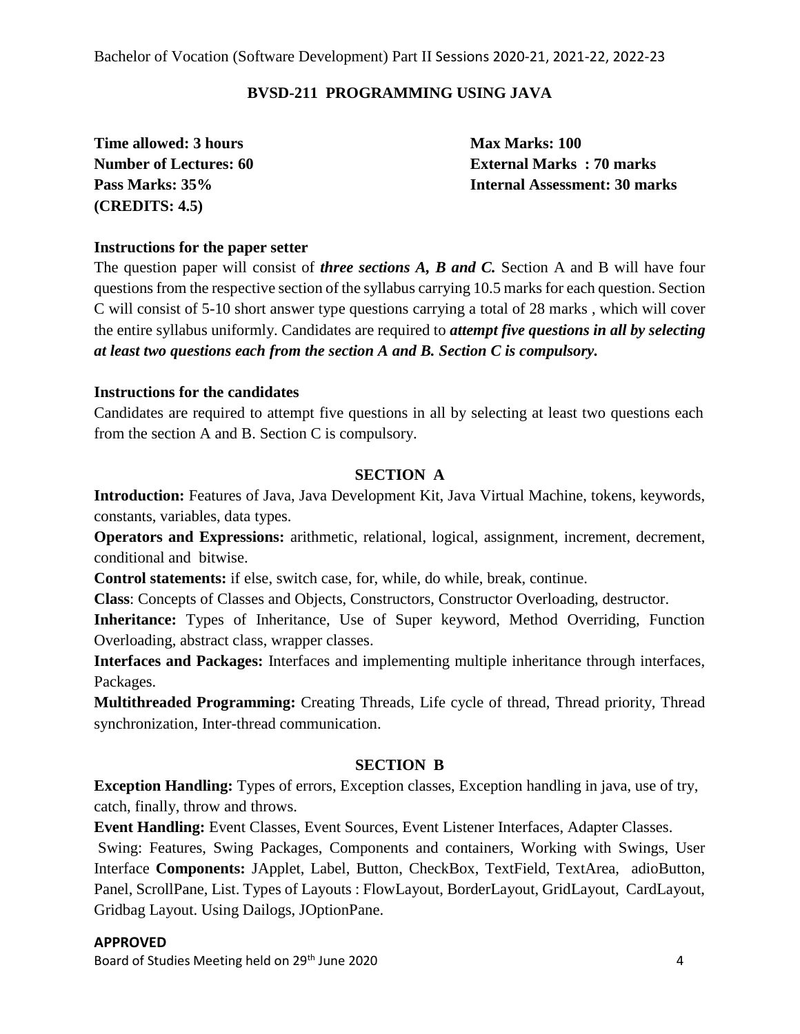Bachelor of Vocation (Software Development) Part II Sessions 2020-21, 2021-22, 2022-23

## BVSD-211 PROGRAMMING USING JAVA

**Time allowed: 3 hours**
**Number of Lectures: 60**
**Pass Marks: 35%**
**(CREDITS: 4.5)**

**Max Marks: 100**
**External Marks : 70 marks**
**Internal Assessment: 30 marks**

### Instructions for the paper setter

The question paper will consist of ***three sections A, B and C.*** Section A and B will have four questions from the respective section of the syllabus carrying 10.5 marks for each question. Section C will consist of 5-10 short answer type questions carrying a total of 28 marks , which will cover the entire syllabus uniformly. Candidates are required to ***attempt five questions in all by selecting at least two questions each from the section A and B. Section C is compulsory.***

### Instructions for the candidates

Candidates are required to attempt five questions in all by selecting at least two questions each from the section A and B. Section C is compulsory.

### SECTION A

**Introduction:** Features of Java, Java Development Kit, Java Virtual Machine, tokens, keywords, constants, variables, data types.

**Operators and Expressions:** arithmetic, relational, logical, assignment, increment, decrement, conditional and bitwise.

**Control statements:** if else, switch case, for, while, do while, break, continue.

**Class**: Concepts of Classes and Objects, Constructors, Constructor Overloading, destructor.

**Inheritance:** Types of Inheritance, Use of Super keyword, Method Overriding, Function Overloading, abstract class, wrapper classes.

**Interfaces and Packages:** Interfaces and implementing multiple inheritance through interfaces, Packages.

**Multithreaded Programming:** Creating Threads, Life cycle of thread, Thread priority, Thread synchronization, Inter-thread communication.

### SECTION B

**Exception Handling:** Types of errors, Exception classes, Exception handling in java, use of try, catch, finally, throw and throws.

**Event Handling:** Event Classes, Event Sources, Event Listener Interfaces, Adapter Classes.

Swing: Features, Swing Packages, Components and containers, Working with Swings, User Interface **Components:** JApplet, Label, Button, CheckBox, TextField, TextArea, adioButton, Panel, ScrollPane, List. Types of Layouts : FlowLayout, BorderLayout, GridLayout, CardLayout, Gridbag Layout. Using Dailogs, JOptionPane.

**APPROVED**

Board of Studies Meeting held on 29th June 2020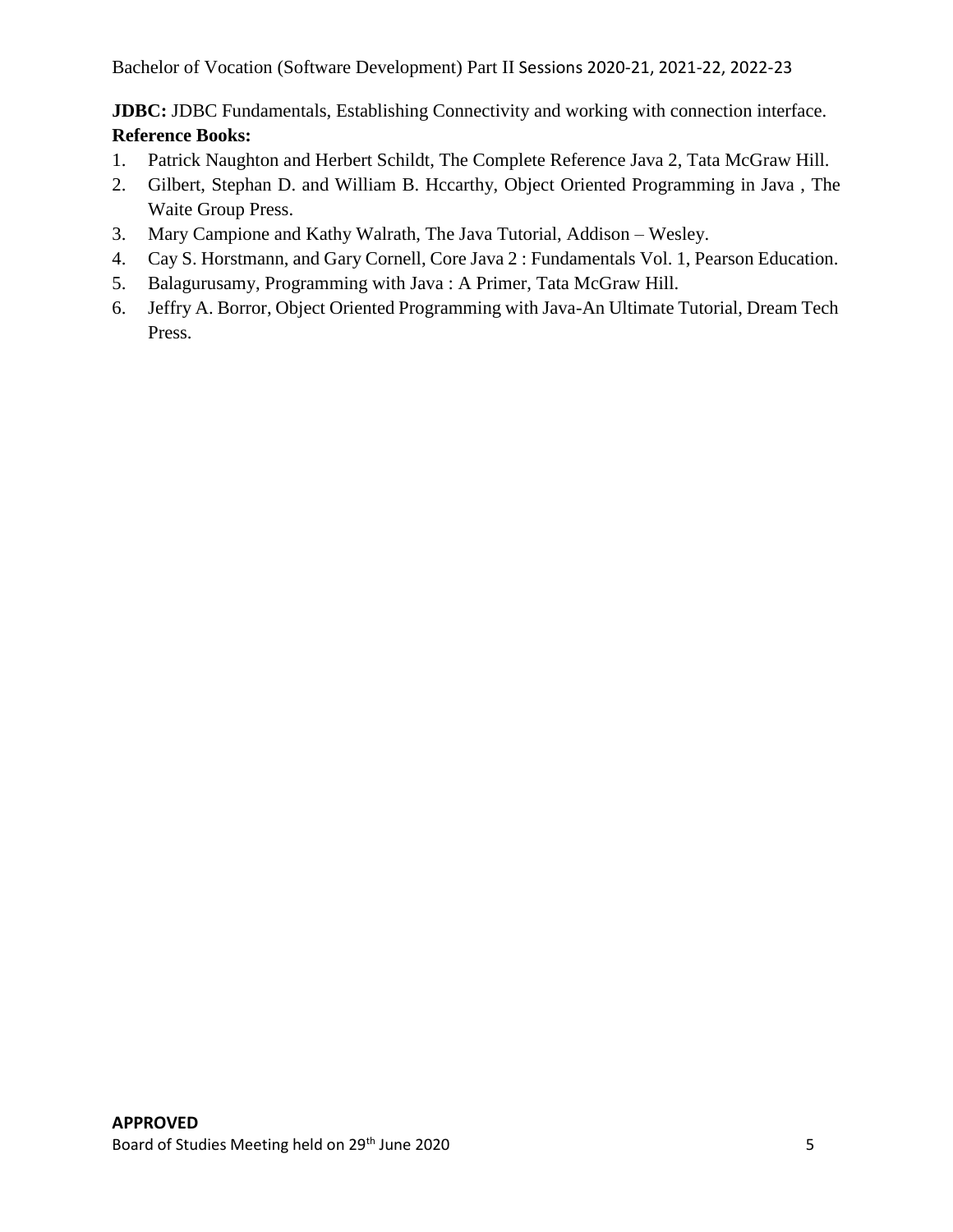**JDBC:** JDBC Fundamentals, Establishing Connectivity and working with connection interface.

**Reference Books:**

1. Patrick Naughton and Herbert Schildt, The Complete Reference Java 2, Tata McGraw Hill.
2. Gilbert, Stephan D. and William B. Hccarthy, Object Oriented Programming in Java , The Waite Group Press.
3. Mary Campione and Kathy Walrath, The Java Tutorial, Addison – Wesley.
4. Cay S. Horstmann, and Gary Cornell, Core Java 2 : Fundamentals Vol. 1, Pearson Education.
5. Balagurusamy, Programming with Java : A Primer, Tata McGraw Hill.
6. Jeffry A. Borror, Object Oriented Programming with Java-An Ultimate Tutorial, Dream Tech Press.

**APPROVED**

Board of Studies Meeting held on 29th June 2020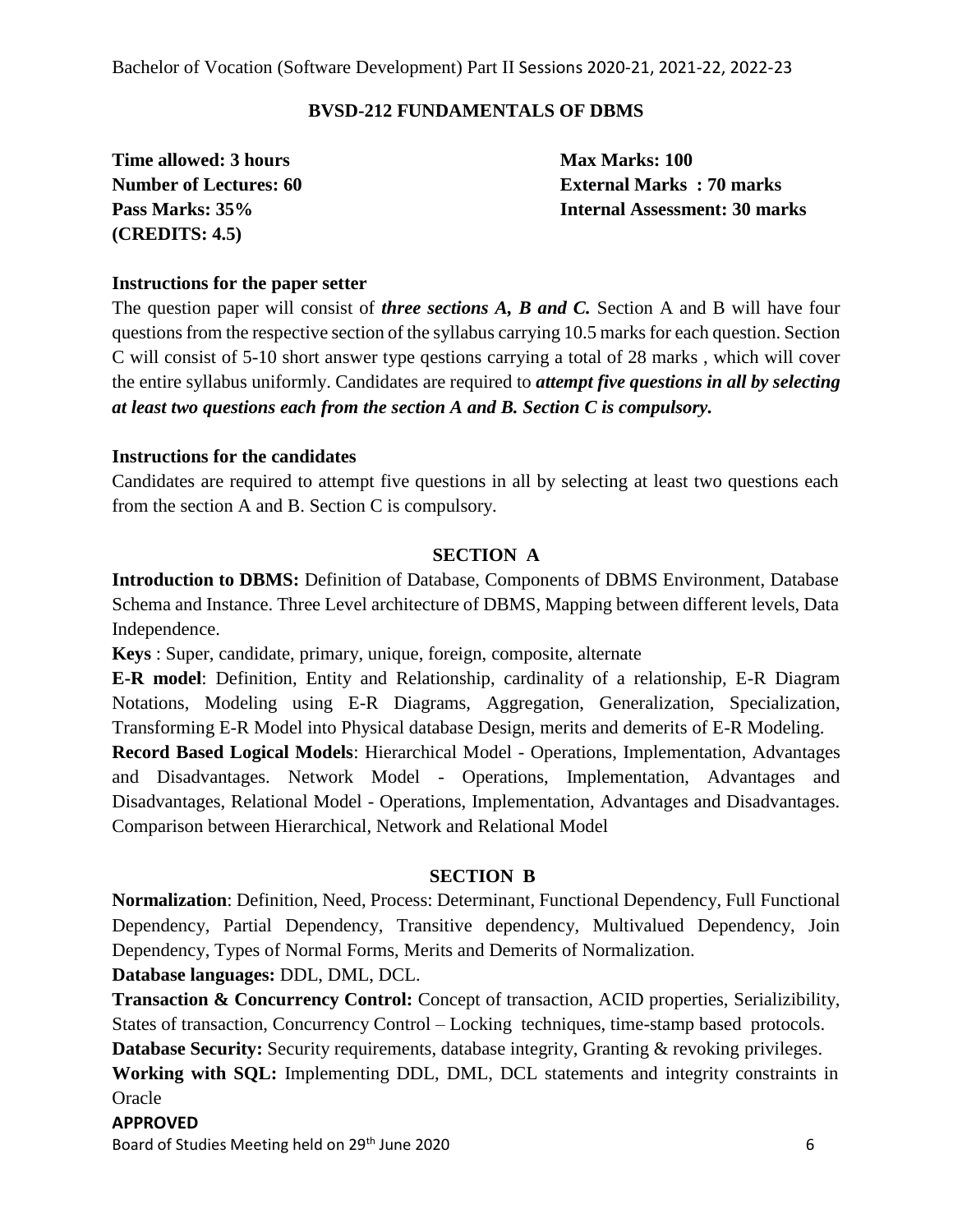## BVSD-212 FUNDAMENTALS OF DBMS

**Time allowed: 3 hours**
**Number of Lectures: 60**
**Pass Marks: 35%**
**(CREDITS: 4.5)**

**Max Marks: 100**
**External Marks : 70 marks**
**Internal Assessment: 30 marks**

### Instructions for the paper setter

The question paper will consist of ***three sections A, B and C.*** Section A and B will have four questions from the respective section of the syllabus carrying 10.5 marks for each question. Section C will consist of 5-10 short answer type qestions carrying a total of 28 marks , which will cover the entire syllabus uniformly. Candidates are required to ***attempt five questions in all by selecting at least two questions each from the section A and B. Section C is compulsory.***

### Instructions for the candidates

Candidates are required to attempt five questions in all by selecting at least two questions each from the section A and B. Section C is compulsory.

### SECTION A

**Introduction to DBMS:** Definition of Database, Components of DBMS Environment, Database Schema and Instance. Three Level architecture of DBMS, Mapping between different levels, Data Independence.

**Keys** : Super, candidate, primary, unique, foreign, composite, alternate

**E-R model**: Definition, Entity and Relationship, cardinality of a relationship, E-R Diagram Notations, Modeling using E-R Diagrams, Aggregation, Generalization, Specialization, Transforming E-R Model into Physical database Design, merits and demerits of E-R Modeling.

**Record Based Logical Models**: Hierarchical Model - Operations, Implementation, Advantages and Disadvantages. Network Model - Operations, Implementation, Advantages and Disadvantages, Relational Model - Operations, Implementation, Advantages and Disadvantages. Comparison between Hierarchical, Network and Relational Model

### SECTION B

**Normalization**: Definition, Need, Process: Determinant, Functional Dependency, Full Functional Dependency, Partial Dependency, Transitive dependency, Multivalued Dependency, Join Dependency, Types of Normal Forms, Merits and Demerits of Normalization.

**Database languages:** DDL, DML, DCL.

**Transaction & Concurrency Control:** Concept of transaction, ACID properties, Serializibility, States of transaction, Concurrency Control – Locking techniques, time-stamp based protocols.

**Database Security:** Security requirements, database integrity, Granting & revoking privileges.

**Working with SQL:** Implementing DDL, DML, DCL statements and integrity constraints in Oracle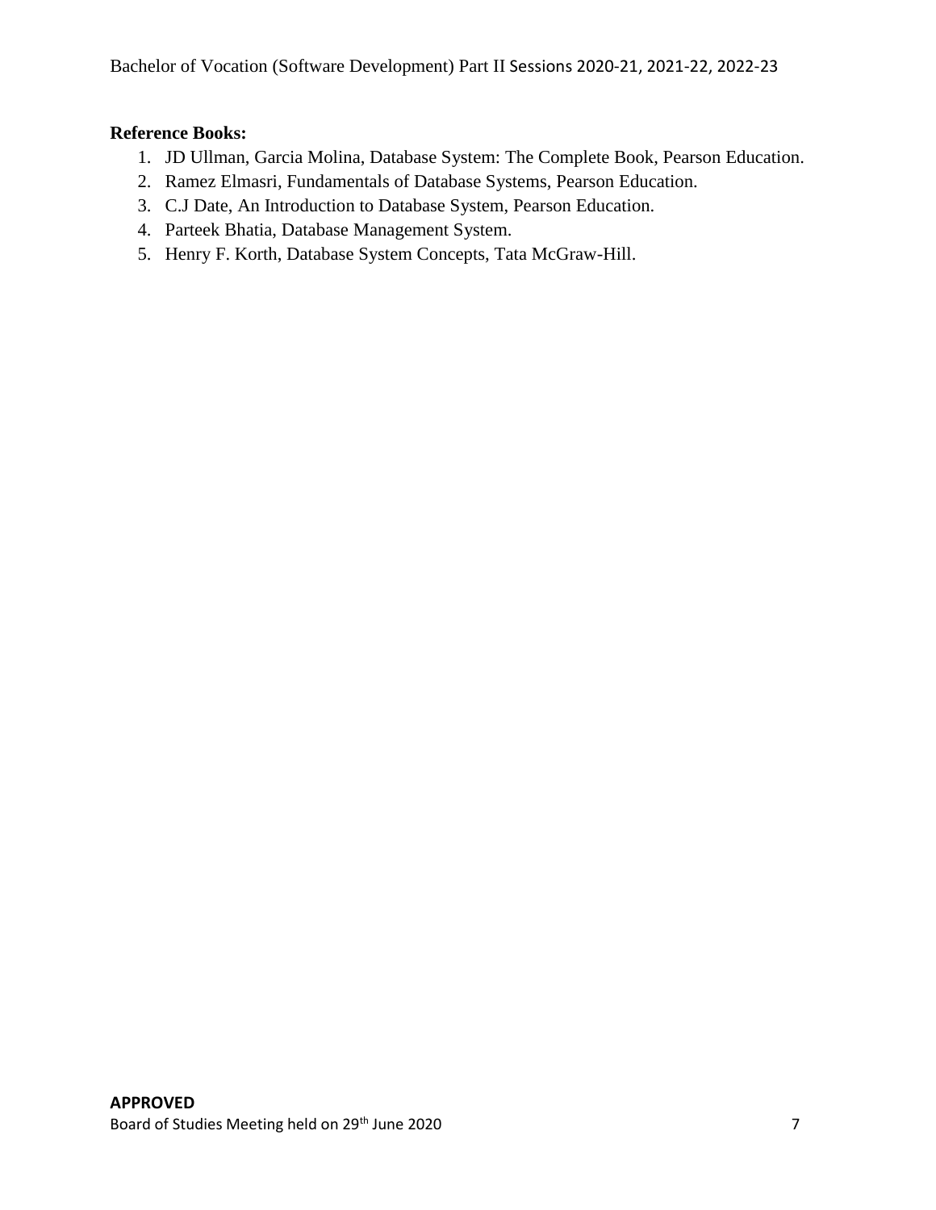**Reference Books:**

1. JD Ullman, Garcia Molina, Database System: The Complete Book, Pearson Education.
2. Ramez Elmasri, Fundamentals of Database Systems, Pearson Education.
3. C.J Date, An Introduction to Database System, Pearson Education.
4. Parteek Bhatia, Database Management System.
5. Henry F. Korth, Database System Concepts, Tata McGraw-Hill.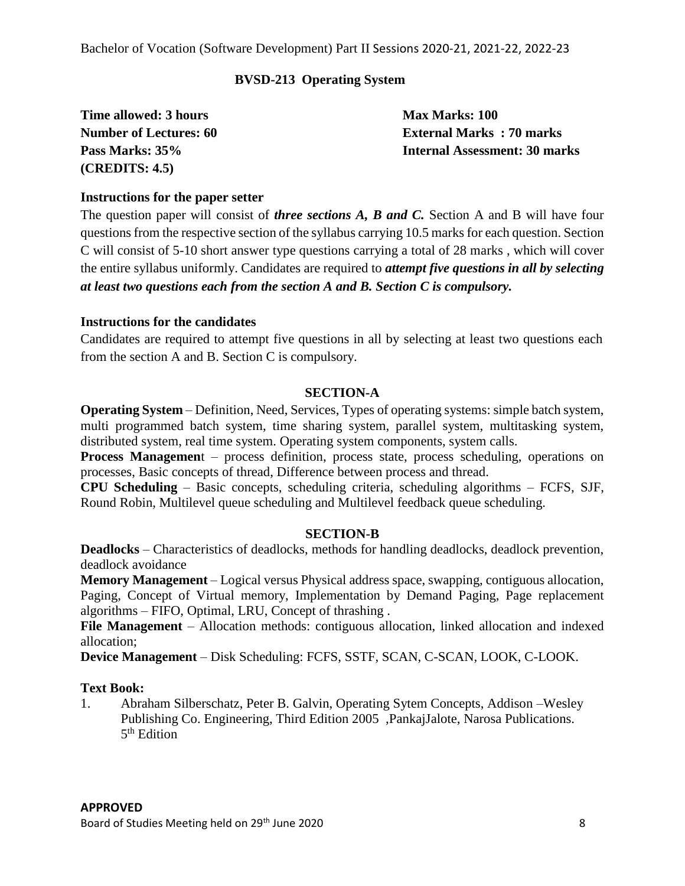Bachelor of Vocation (Software Development) Part II Sessions 2020-21, 2021-22, 2022-23

## BVSD-213 Operating System

**Time allowed: 3 hours** | **Max Marks: 100**
**Number of Lectures: 60** | **External Marks : 70 marks**
**Pass Marks: 35%** | **Internal Assessment: 30 marks**
**(CREDITS: 4.5)**

### Instructions for the paper setter

The question paper will consist of ***three sections A, B and C.*** Section A and B will have four questions from the respective section of the syllabus carrying 10.5 marks for each question. Section C will consist of 5-10 short answer type questions carrying a total of 28 marks , which will cover the entire syllabus uniformly. Candidates are required to ***attempt five questions in all by selecting at least two questions each from the section A and B. Section C is compulsory.***

### Instructions for the candidates

Candidates are required to attempt five questions in all by selecting at least two questions each from the section A and B. Section C is compulsory.

### SECTION-A

**Operating System** – Definition, Need, Services, Types of operating systems: simple batch system, multi programmed batch system, time sharing system, parallel system, multitasking system, distributed system, real time system. Operating system components, system calls.

**Process Managemen**t – process definition, process state, process scheduling, operations on processes, Basic concepts of thread, Difference between process and thread.

**CPU Scheduling** – Basic concepts, scheduling criteria, scheduling algorithms – FCFS, SJF, Round Robin, Multilevel queue scheduling and Multilevel feedback queue scheduling.

### SECTION-B

**Deadlocks** – Characteristics of deadlocks, methods for handling deadlocks, deadlock prevention, deadlock avoidance

**Memory Management** – Logical versus Physical address space, swapping, contiguous allocation, Paging, Concept of Virtual memory, Implementation by Demand Paging, Page replacement algorithms – FIFO, Optimal, LRU, Concept of thrashing .

**File Management** – Allocation methods: contiguous allocation, linked allocation and indexed allocation;

**Device Management** – Disk Scheduling: FCFS, SSTF, SCAN, C-SCAN, LOOK, C-LOOK.

### Text Book:

1. Abraham Silberschatz, Peter B. Galvin, Operating Sytem Concepts, Addison –Wesley Publishing Co. Engineering, Third Edition 2005 ,PankajJalote, Narosa Publications. 5th Edition

**APPROVED**

Board of Studies Meeting held on 29th June 2020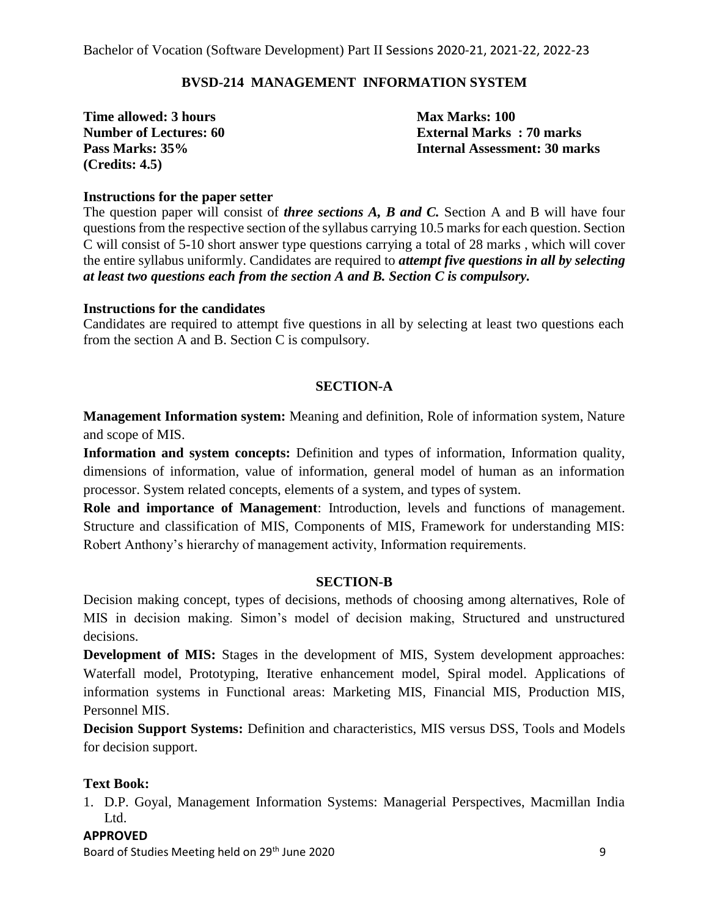## BVSD-214 MANAGEMENT INFORMATION SYSTEM

**Time allowed: 3 hours**
**Number of Lectures: 60**
**Pass Marks: 35%**
**(Credits: 4.5)**

**Max Marks: 100**
**External Marks : 70 marks**
**Internal Assessment: 30 marks**

### Instructions for the paper setter

The question paper will consist of ***three sections A, B and C.*** Section A and B will have four questions from the respective section of the syllabus carrying 10.5 marks for each question. Section C will consist of 5-10 short answer type questions carrying a total of 28 marks , which will cover the entire syllabus uniformly. Candidates are required to ***attempt five questions in all by selecting at least two questions each from the section A and B. Section C is compulsory.***

### Instructions for the candidates

Candidates are required to attempt five questions in all by selecting at least two questions each from the section A and B. Section C is compulsory.

### SECTION-A

**Management Information system:** Meaning and definition, Role of information system, Nature and scope of MIS.

**Information and system concepts:** Definition and types of information, Information quality, dimensions of information, value of information, general model of human as an information processor. System related concepts, elements of a system, and types of system.

**Role and importance of Management**: Introduction, levels and functions of management. Structure and classification of MIS, Components of MIS, Framework for understanding MIS: Robert Anthony's hierarchy of management activity, Information requirements.

### SECTION-B

Decision making concept, types of decisions, methods of choosing among alternatives, Role of MIS in decision making. Simon's model of decision making, Structured and unstructured decisions.

**Development of MIS:** Stages in the development of MIS, System development approaches: Waterfall model, Prototyping, Iterative enhancement model, Spiral model. Applications of information systems in Functional areas: Marketing MIS, Financial MIS, Production MIS, Personnel MIS.

**Decision Support Systems:** Definition and characteristics, MIS versus DSS, Tools and Models for decision support.

### Text Book:

1. D.P. Goyal, Management Information Systems: Managerial Perspectives, Macmillan India Ltd.

**APPROVED**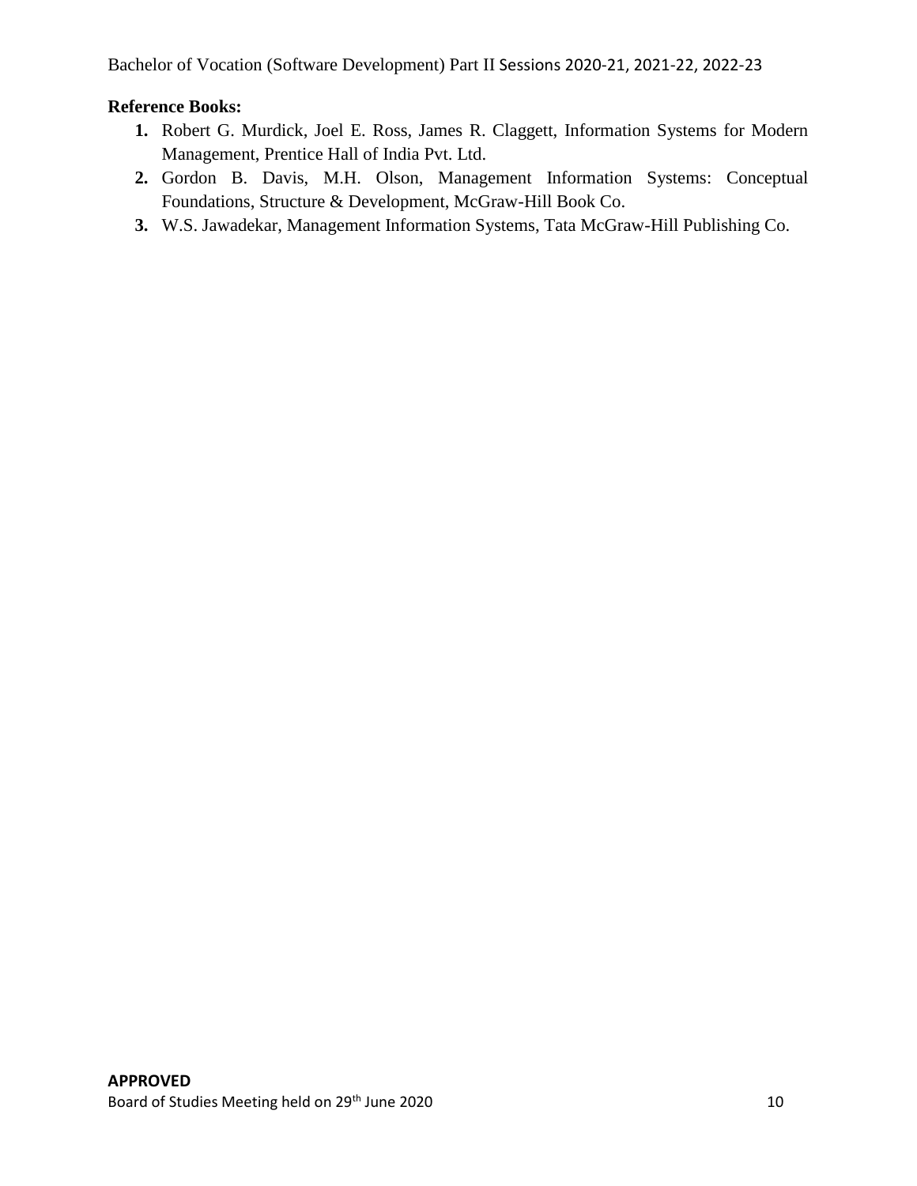**Reference Books:**

1. Robert G. Murdick, Joel E. Ross, James R. Claggett, Information Systems for Modern Management, Prentice Hall of India Pvt. Ltd.
2. Gordon B. Davis, M.H. Olson, Management Information Systems: Conceptual Foundations, Structure & Development, McGraw-Hill Book Co.
3. W.S. Jawadekar, Management Information Systems, Tata McGraw-Hill Publishing Co.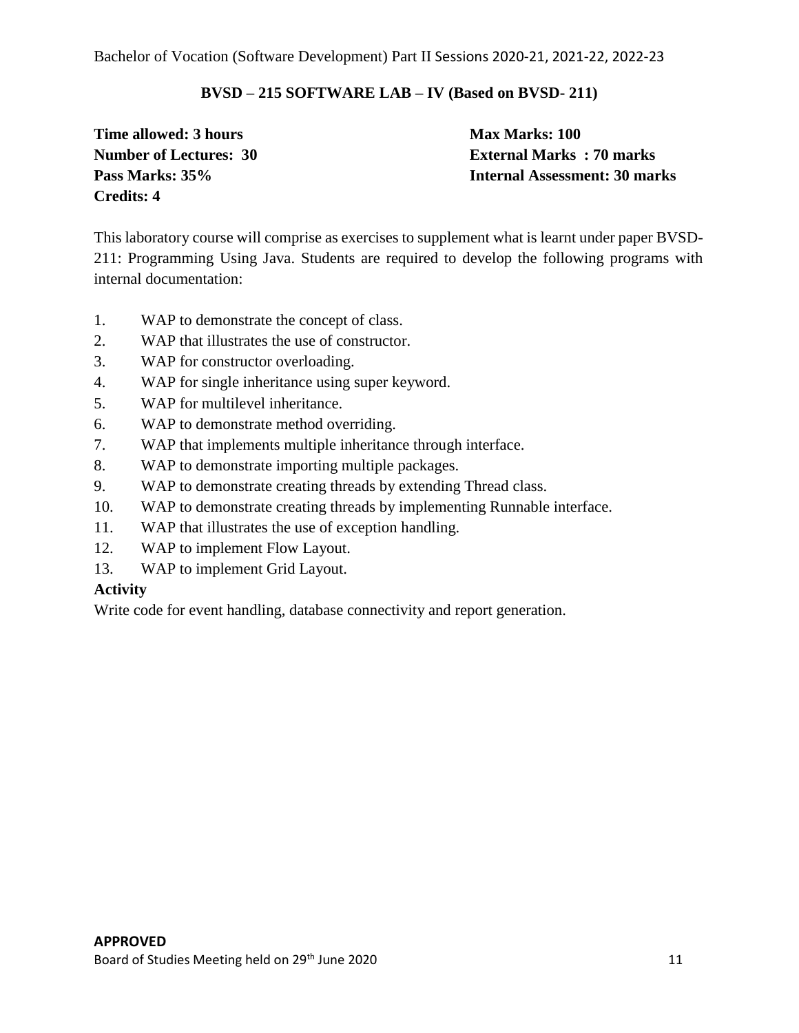## BVSD – 215 SOFTWARE LAB – IV (Based on BVSD- 211)

| | |
|---|---|
| **Time allowed: 3 hours** | **Max Marks: 100** |
| **Number of Lectures: 30** | **External Marks : 70 marks** |
| **Pass Marks: 35%** | **Internal Assessment: 30 marks** |
| **Credits: 4** | |

This laboratory course will comprise as exercises to supplement what is learnt under paper BVSD-211: Programming Using Java. Students are required to develop the following programs with internal documentation:

1. WAP to demonstrate the concept of class.
2. WAP that illustrates the use of constructor.
3. WAP for constructor overloading.
4. WAP for single inheritance using super keyword.
5. WAP for multilevel inheritance.
6. WAP to demonstrate method overriding.
7. WAP that implements multiple inheritance through interface.
8. WAP to demonstrate importing multiple packages.
9. WAP to demonstrate creating threads by extending Thread class.
10. WAP to demonstrate creating threads by implementing Runnable interface.
11. WAP that illustrates the use of exception handling.
12. WAP to implement Flow Layout.
13. WAP to implement Grid Layout.

**Activity**

Write code for event handling, database connectivity and report generation.

**APPROVED**

Board of Studies Meeting held on 29th June 2020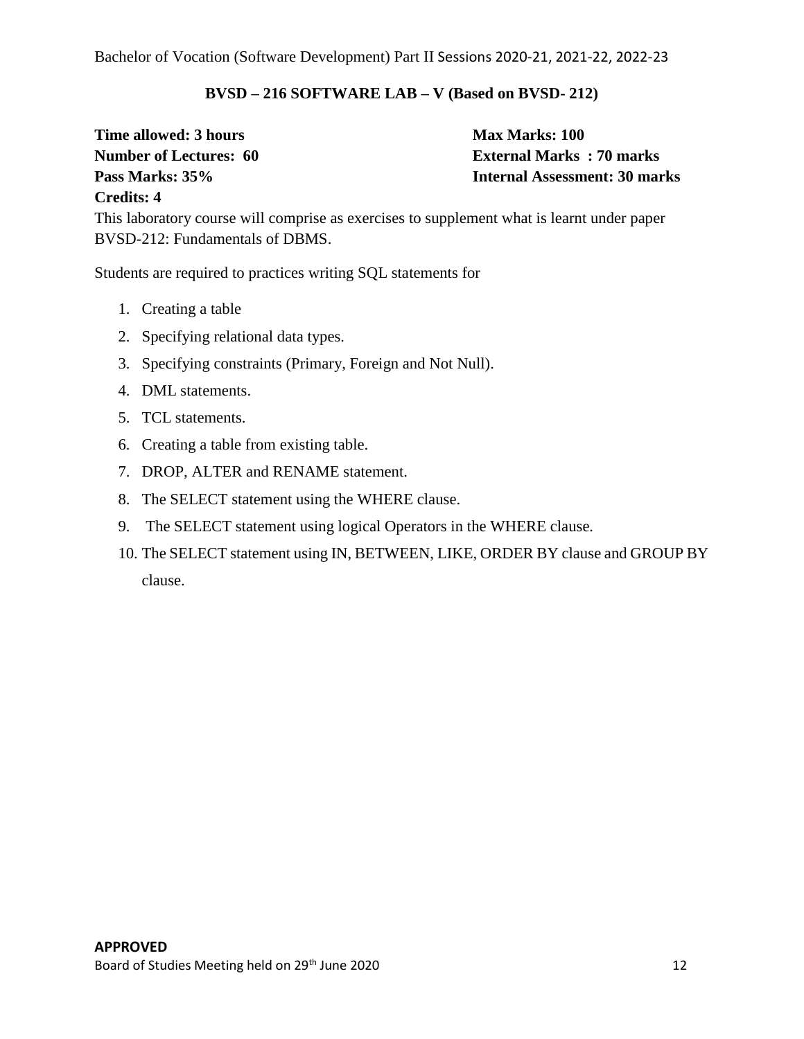## BVSD – 216 SOFTWARE LAB – V (Based on BVSD- 212)

**Time allowed: 3 hours**
**Max Marks: 100**
**Number of Lectures: 60**
**External Marks : 70 marks**
**Pass Marks: 35%**
**Internal Assessment: 30 marks**
**Credits: 4**

This laboratory course will comprise as exercises to supplement what is learnt under paper BVSD-212: Fundamentals of DBMS.

Students are required to practices writing SQL statements for

1. Creating a table
2. Specifying relational data types.
3. Specifying constraints (Primary, Foreign and Not Null).
4. DML statements.
5. TCL statements.
6. Creating a table from existing table.
7. DROP, ALTER and RENAME statement.
8. The SELECT statement using the WHERE clause.
9. The SELECT statement using logical Operators in the WHERE clause.
10. The SELECT statement using IN, BETWEEN, LIKE, ORDER BY clause and GROUP BY clause.

**APPROVED**

Board of Studies Meeting held on 29th June 2020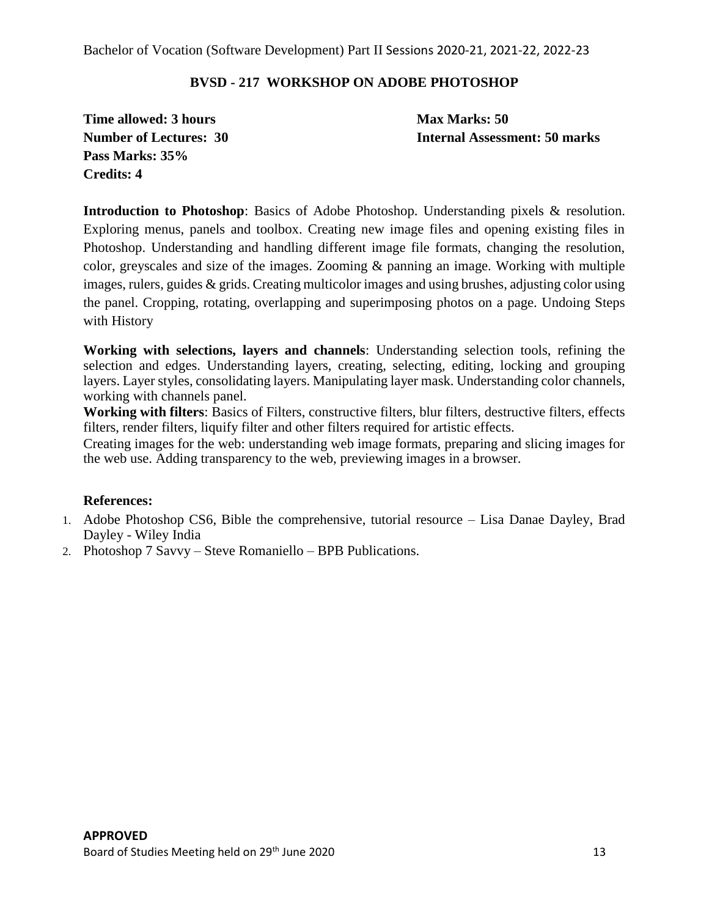## BVSD - 217 WORKSHOP ON ADOBE PHOTOSHOP

**Time allowed: 3 hours**
**Number of Lectures: 30**
**Pass Marks: 35%**
**Credits: 4**

**Max Marks: 50**
**Internal Assessment: 50 marks**

**Introduction to Photoshop**: Basics of Adobe Photoshop. Understanding pixels & resolution. Exploring menus, panels and toolbox. Creating new image files and opening existing files in Photoshop. Understanding and handling different image file formats, changing the resolution, color, greyscales and size of the images. Zooming & panning an image. Working with multiple images, rulers, guides & grids. Creating multicolor images and using brushes, adjusting color using the panel. Cropping, rotating, overlapping and superimposing photos on a page. Undoing Steps with History

**Working with selections, layers and channels**: Understanding selection tools, refining the selection and edges. Understanding layers, creating, selecting, editing, locking and grouping layers. Layer styles, consolidating layers. Manipulating layer mask. Understanding color channels, working with channels panel.

**Working with filters**: Basics of Filters, constructive filters, blur filters, destructive filters, effects filters, render filters, liquify filter and other filters required for artistic effects.

Creating images for the web: understanding web image formats, preparing and slicing images for the web use. Adding transparency to the web, previewing images in a browser.

**References:**

1. Adobe Photoshop CS6, Bible the comprehensive, tutorial resource – Lisa Danae Dayley, Brad Dayley - Wiley India
2. Photoshop 7 Savvy – Steve Romaniello – BPB Publications.

**APPROVED**
Board of Studies Meeting held on 29th June 2020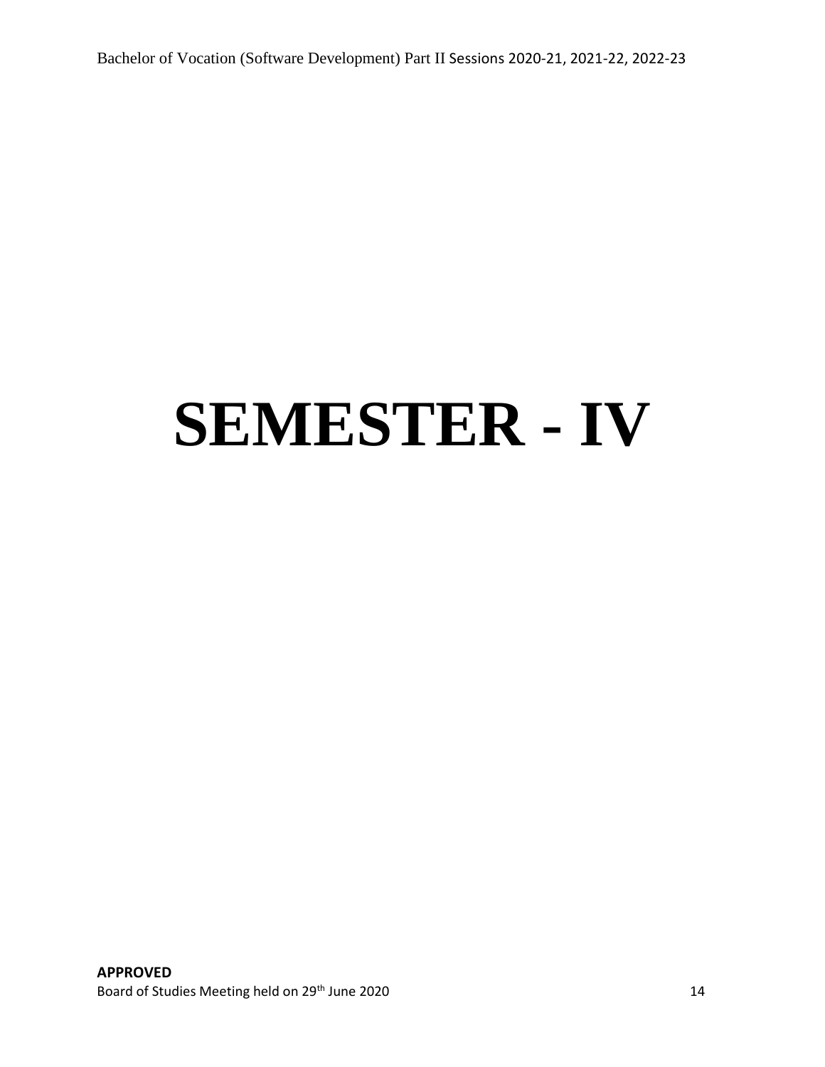# SEMESTER - IV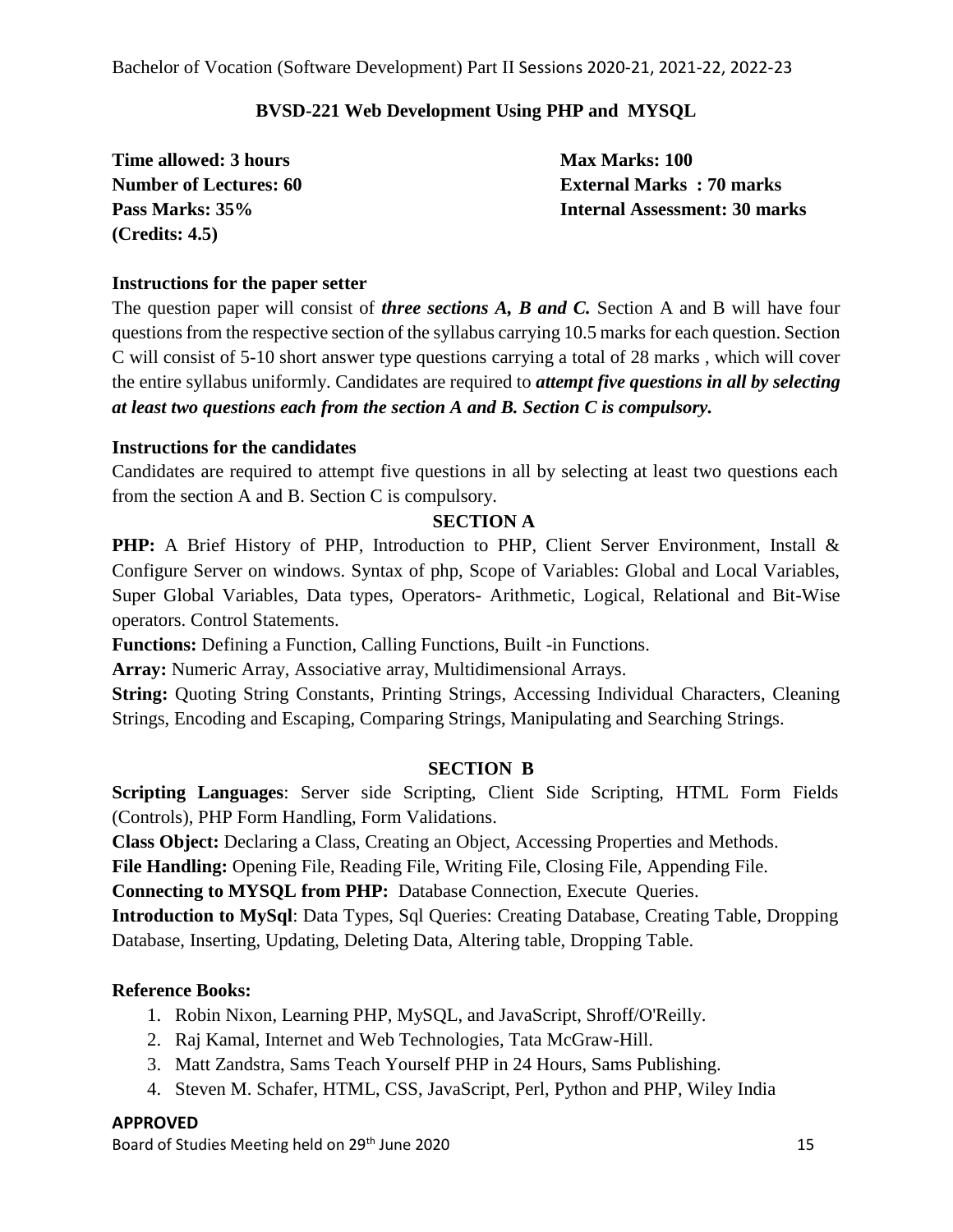Bachelor of Vocation (Software Development) Part II Sessions 2020-21, 2021-22, 2022-23

## BVSD-221 Web Development Using PHP and MYSQL

**Time allowed: 3 hours**
**Number of Lectures: 60**
**Pass Marks: 35%**
**(Credits: 4.5)**

**Max Marks: 100**
**External Marks : 70 marks**
**Internal Assessment: 30 marks**

### Instructions for the paper setter

The question paper will consist of ***three sections A, B and C.*** Section A and B will have four questions from the respective section of the syllabus carrying 10.5 marks for each question. Section C will consist of 5-10 short answer type questions carrying a total of 28 marks , which will cover the entire syllabus uniformly. Candidates are required to ***attempt five questions in all by selecting at least two questions each from the section A and B. Section C is compulsory.***

### Instructions for the candidates

Candidates are required to attempt five questions in all by selecting at least two questions each from the section A and B. Section C is compulsory.

### SECTION A

**PHP:** A Brief History of PHP, Introduction to PHP, Client Server Environment, Install & Configure Server on windows. Syntax of php, Scope of Variables: Global and Local Variables, Super Global Variables, Data types, Operators- Arithmetic, Logical, Relational and Bit-Wise operators. Control Statements.

**Functions:** Defining a Function, Calling Functions, Built -in Functions.

**Array:** Numeric Array, Associative array, Multidimensional Arrays.

**String:** Quoting String Constants, Printing Strings, Accessing Individual Characters, Cleaning Strings, Encoding and Escaping, Comparing Strings, Manipulating and Searching Strings.

### SECTION B

**Scripting Languages**: Server side Scripting, Client Side Scripting, HTML Form Fields (Controls), PHP Form Handling, Form Validations.

**Class Object:** Declaring a Class, Creating an Object, Accessing Properties and Methods.

**File Handling:** Opening File, Reading File, Writing File, Closing File, Appending File.

**Connecting to MYSQL from PHP:** Database Connection, Execute Queries.

**Introduction to MySql**: Data Types, Sql Queries: Creating Database, Creating Table, Dropping Database, Inserting, Updating, Deleting Data, Altering table, Dropping Table.

### Reference Books:

1. Robin Nixon, Learning PHP, MySQL, and JavaScript, Shroff/O'Reilly.
2. Raj Kamal, Internet and Web Technologies, Tata McGraw-Hill.
3. Matt Zandstra, Sams Teach Yourself PHP in 24 Hours, Sams Publishing.
4. Steven M. Schafer, HTML, CSS, JavaScript, Perl, Python and PHP, Wiley India

**APPROVED**

Board of Studies Meeting held on 29th June 2020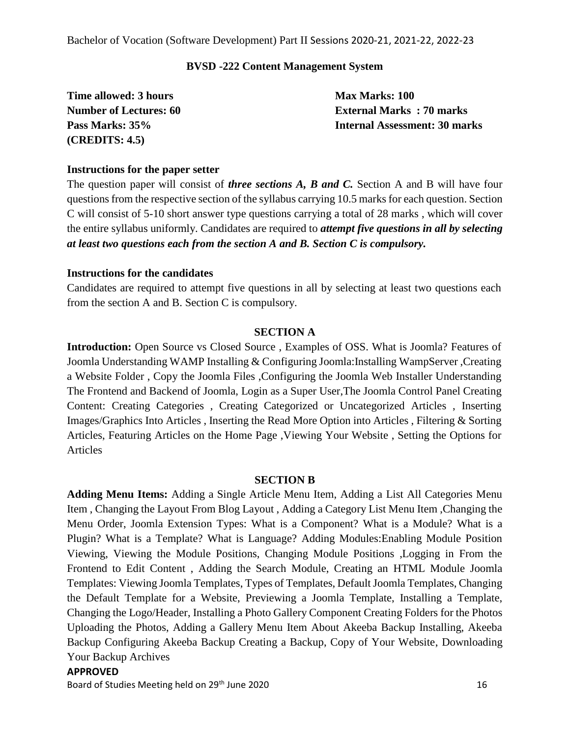## BVSD -222 Content Management System

**Time allowed: 3 hours** | **Max Marks: 100**
**Number of Lectures: 60** | **External Marks : 70 marks**
**Pass Marks: 35%** | **Internal Assessment: 30 marks**
**(CREDITS: 4.5)**

### Instructions for the paper setter

The question paper will consist of ***three sections A, B and C.*** Section A and B will have four questions from the respective section of the syllabus carrying 10.5 marks for each question. Section C will consist of 5-10 short answer type questions carrying a total of 28 marks , which will cover the entire syllabus uniformly. Candidates are required to ***attempt five questions in all by selecting at least two questions each from the section A and B. Section C is compulsory.***

### Instructions for the candidates

Candidates are required to attempt five questions in all by selecting at least two questions each from the section A and B. Section C is compulsory.

### SECTION A

**Introduction:** Open Source vs Closed Source , Examples of OSS. What is Joomla? Features of Joomla Understanding WAMP Installing & Configuring Joomla:Installing WampServer ,Creating a Website Folder , Copy the Joomla Files ,Configuring the Joomla Web Installer Understanding The Frontend and Backend of Joomla, Login as a Super User,The Joomla Control Panel Creating Content: Creating Categories , Creating Categorized or Uncategorized Articles , Inserting Images/Graphics Into Articles , Inserting the Read More Option into Articles , Filtering & Sorting Articles, Featuring Articles on the Home Page ,Viewing Your Website , Setting the Options for Articles

### SECTION B

**Adding Menu Items:** Adding a Single Article Menu Item, Adding a List All Categories Menu Item , Changing the Layout From Blog Layout , Adding a Category List Menu Item ,Changing the Menu Order, Joomla Extension Types: What is a Component? What is a Module? What is a Plugin? What is a Template? What is Language? Adding Modules:Enabling Module Position Viewing, Viewing the Module Positions, Changing Module Positions ,Logging in From the Frontend to Edit Content , Adding the Search Module, Creating an HTML Module Joomla Templates: Viewing Joomla Templates, Types of Templates, Default Joomla Templates, Changing the Default Template for a Website, Previewing a Joomla Template, Installing a Template, Changing the Logo/Header, Installing a Photo Gallery Component Creating Folders for the Photos Uploading the Photos, Adding a Gallery Menu Item About Akeeba Backup Installing, Akeeba Backup Configuring Akeeba Backup Creating a Backup, Copy of Your Website, Downloading Your Backup Archives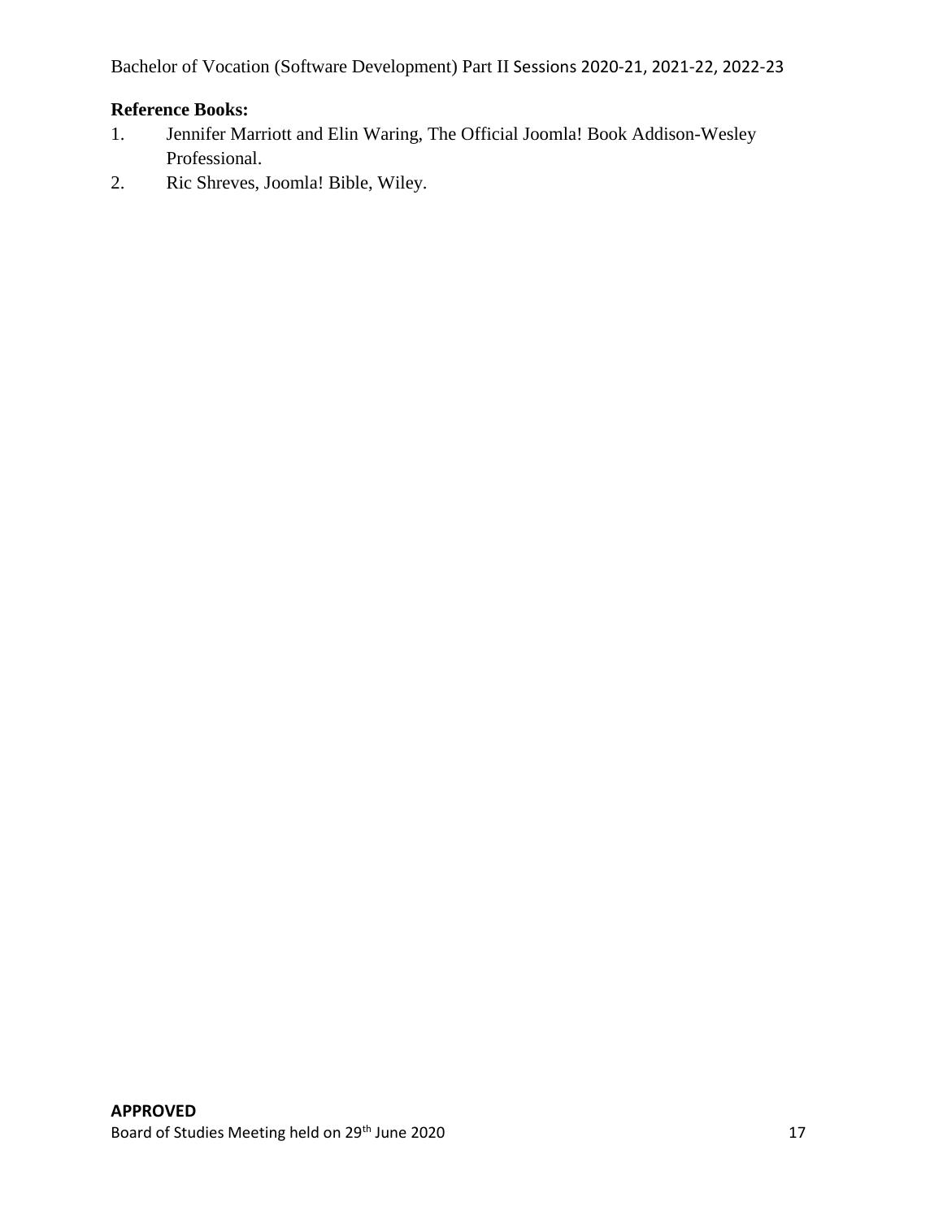**Reference Books:**

1. Jennifer Marriott and Elin Waring, The Official Joomla! Book Addison-Wesley Professional.
2. Ric Shreves, Joomla! Bible, Wiley.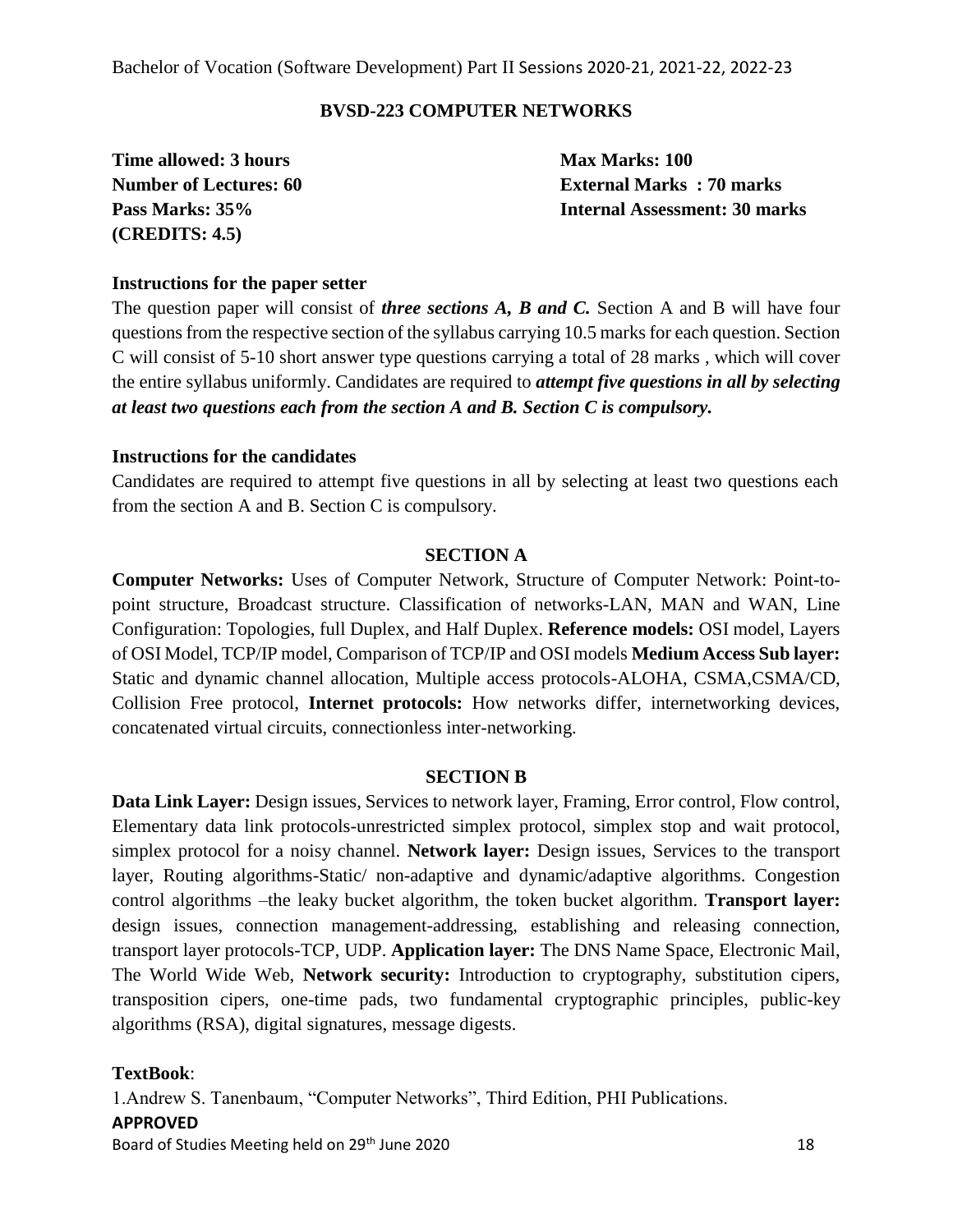## BVSD-223 COMPUTER NETWORKS

**Time allowed: 3 hours**
**Number of Lectures: 60**
**Pass Marks: 35%**
**(CREDITS: 4.5)**

**Max Marks: 100**
**External Marks : 70 marks**
**Internal Assessment: 30 marks**

### Instructions for the paper setter

The question paper will consist of ***three sections A, B and C.*** Section A and B will have four questions from the respective section of the syllabus carrying 10.5 marks for each question. Section C will consist of 5-10 short answer type questions carrying a total of 28 marks , which will cover the entire syllabus uniformly. Candidates are required to ***attempt five questions in all by selecting at least two questions each from the section A and B. Section C is compulsory.***

### Instructions for the candidates

Candidates are required to attempt five questions in all by selecting at least two questions each from the section A and B. Section C is compulsory.

### SECTION A

**Computer Networks:** Uses of Computer Network, Structure of Computer Network: Point-to-point structure, Broadcast structure. Classification of networks-LAN, MAN and WAN, Line Configuration: Topologies, full Duplex, and Half Duplex. **Reference models:** OSI model, Layers of OSI Model, TCP/IP model, Comparison of TCP/IP and OSI models **Medium Access Sub layer:** Static and dynamic channel allocation, Multiple access protocols-ALOHA, CSMA,CSMA/CD, Collision Free protocol, **Internet protocols:** How networks differ, internetworking devices, concatenated virtual circuits, connectionless inter-networking.

### SECTION B

**Data Link Layer:** Design issues, Services to network layer, Framing, Error control, Flow control, Elementary data link protocols-unrestricted simplex protocol, simplex stop and wait protocol, simplex protocol for a noisy channel. **Network layer:** Design issues, Services to the transport layer, Routing algorithms-Static/ non-adaptive and dynamic/adaptive algorithms. Congestion control algorithms –the leaky bucket algorithm, the token bucket algorithm. **Transport layer:** design issues, connection management-addressing, establishing and releasing connection, transport layer protocols-TCP, UDP. **Application layer:** The DNS Name Space, Electronic Mail, The World Wide Web, **Network security:** Introduction to cryptography, substitution cipers, transposition cipers, one-time pads, two fundamental cryptographic principles, public-key algorithms (RSA), digital signatures, message digests.

**TextBook**:

1.Andrew S. Tanenbaum, "Computer Networks", Third Edition, PHI Publications.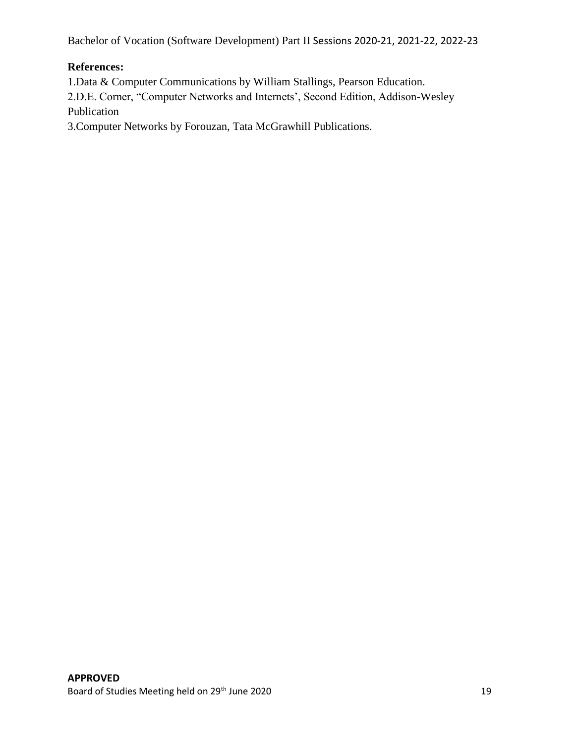**References:**

1.Data & Computer Communications by William Stallings, Pearson Education.
2.D.E. Corner, "Computer Networks and Internets', Second Edition, Addison-Wesley Publication
3.Computer Networks by Forouzan, Tata McGrawhill Publications.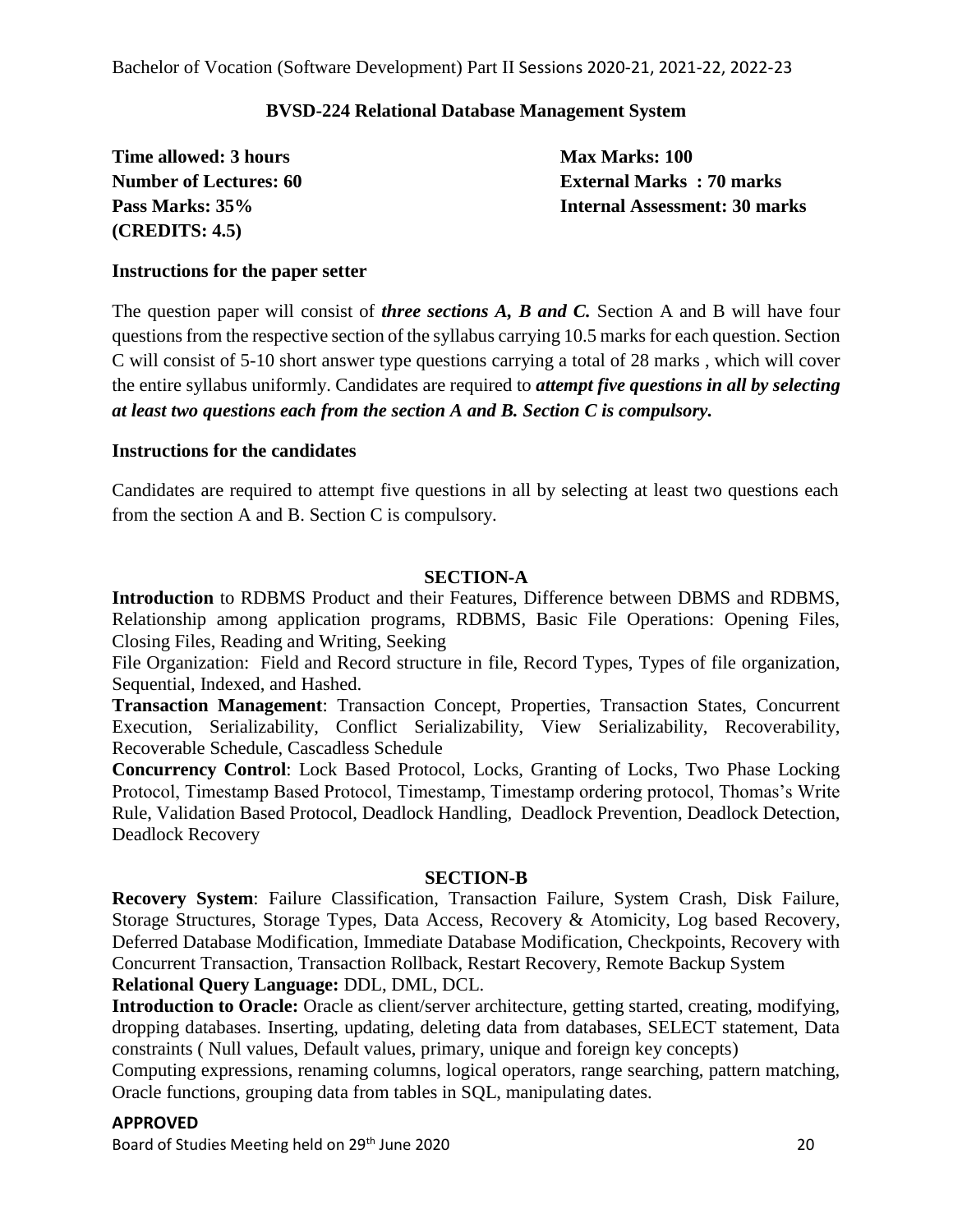Bachelor of Vocation (Software Development) Part II Sessions 2020-21, 2021-22, 2022-23

## BVSD-224 Relational Database Management System

**Time allowed: 3 hours** **Max Marks: 100**
**Number of Lectures: 60** **External Marks : 70 marks**
**Pass Marks: 35%** **Internal Assessment: 30 marks**
**(CREDITS: 4.5)**

### Instructions for the paper setter

The question paper will consist of ***three sections A, B and C.*** Section A and B will have four questions from the respective section of the syllabus carrying 10.5 marks for each question. Section C will consist of 5-10 short answer type questions carrying a total of 28 marks , which will cover the entire syllabus uniformly. Candidates are required to ***attempt five questions in all by selecting at least two questions each from the section A and B. Section C is compulsory.***

### Instructions for the candidates

Candidates are required to attempt five questions in all by selecting at least two questions each from the section A and B. Section C is compulsory.

### SECTION-A

**Introduction** to RDBMS Product and their Features, Difference between DBMS and RDBMS, Relationship among application programs, RDBMS, Basic File Operations: Opening Files, Closing Files, Reading and Writing, Seeking

File Organization: Field and Record structure in file, Record Types, Types of file organization, Sequential, Indexed, and Hashed.

**Transaction Management**: Transaction Concept, Properties, Transaction States, Concurrent Execution, Serializability, Conflict Serializability, View Serializability, Recoverability, Recoverable Schedule, Cascadless Schedule

**Concurrency Control**: Lock Based Protocol, Locks, Granting of Locks, Two Phase Locking Protocol, Timestamp Based Protocol, Timestamp, Timestamp ordering protocol, Thomas's Write Rule, Validation Based Protocol, Deadlock Handling, Deadlock Prevention, Deadlock Detection, Deadlock Recovery

### SECTION-B

**Recovery System**: Failure Classification, Transaction Failure, System Crash, Disk Failure, Storage Structures, Storage Types, Data Access, Recovery & Atomicity, Log based Recovery, Deferred Database Modification, Immediate Database Modification, Checkpoints, Recovery with Concurrent Transaction, Transaction Rollback, Restart Recovery, Remote Backup System

**Relational Query Language:** DDL, DML, DCL.

**Introduction to Oracle:** Oracle as client/server architecture, getting started, creating, modifying, dropping databases. Inserting, updating, deleting data from databases, SELECT statement, Data constraints ( Null values, Default values, primary, unique and foreign key concepts)

Computing expressions, renaming columns, logical operators, range searching, pattern matching, Oracle functions, grouping data from tables in SQL, manipulating dates.

**APPROVED**

Board of Studies Meeting held on 29th June 2020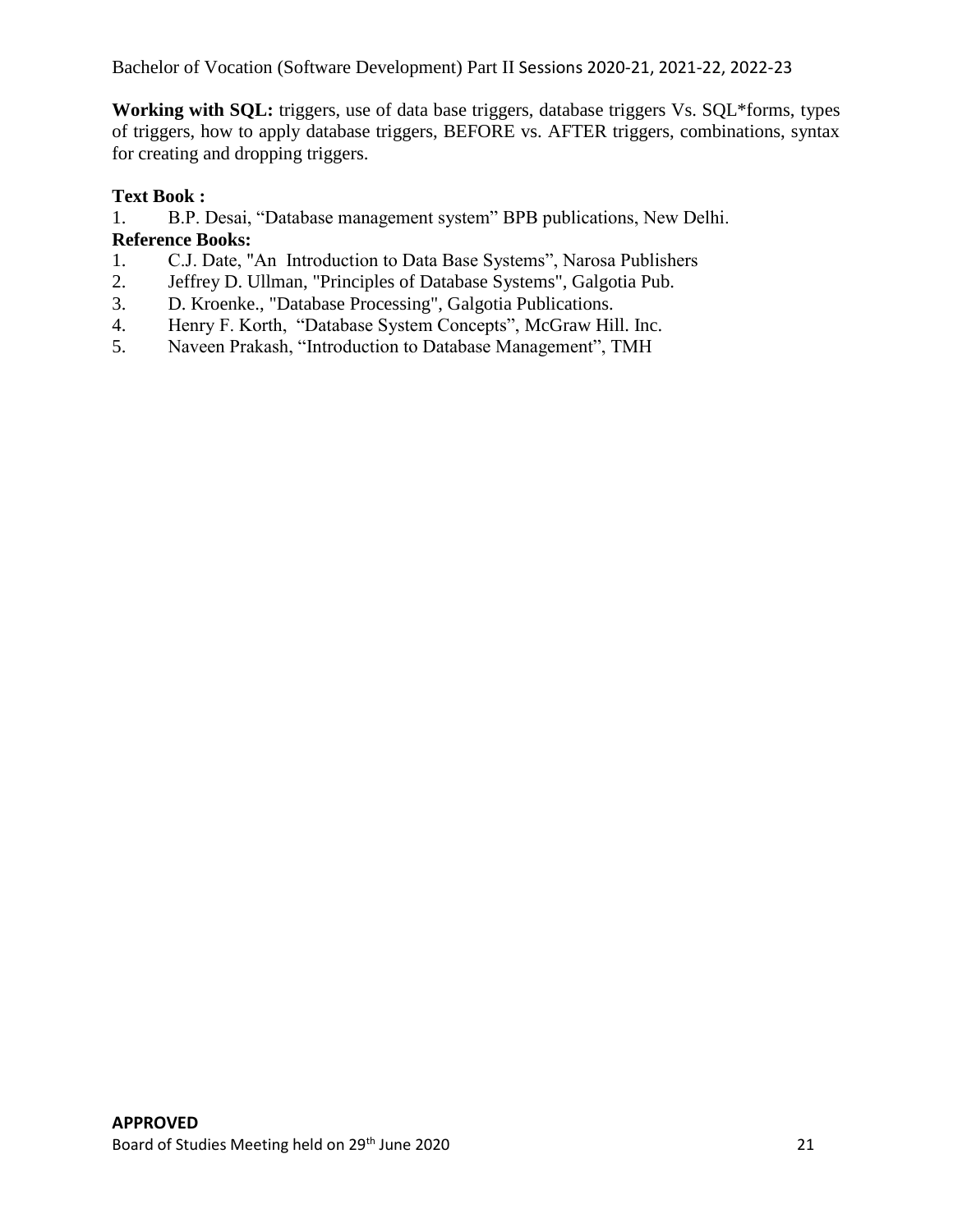**Working with SQL:** triggers, use of data base triggers, database triggers Vs. SQL*forms, types of triggers, how to apply database triggers, BEFORE vs. AFTER triggers, combinations, syntax for creating and dropping triggers.

**Text Book :**

1. B.P. Desai, "Database management system" BPB publications, New Delhi.

**Reference Books:**

1. C.J. Date, "An Introduction to Data Base Systems", Narosa Publishers
2. Jeffrey D. Ullman, "Principles of Database Systems", Galgotia Pub.
3. D. Kroenke., "Database Processing", Galgotia Publications.
4. Henry F. Korth, "Database System Concepts", McGraw Hill. Inc.
5. Naveen Prakash, "Introduction to Database Management", TMH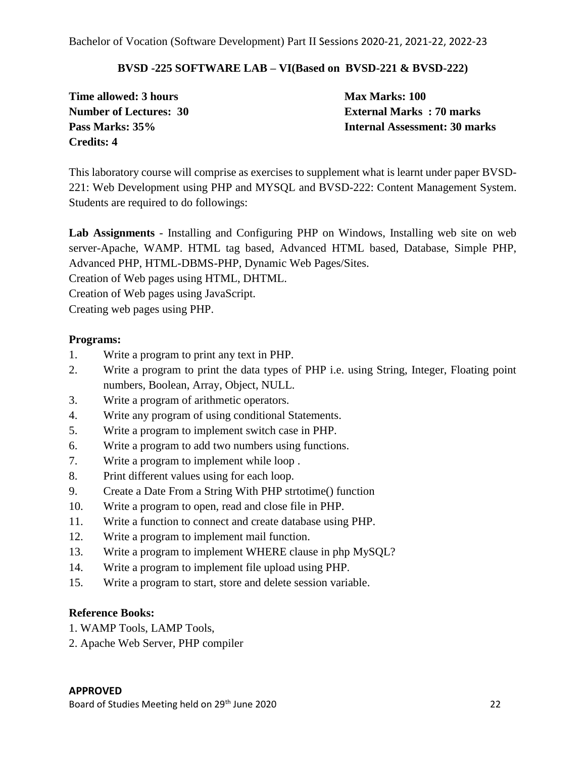## BVSD -225 SOFTWARE LAB – VI(Based on BVSD-221 & BVSD-222)

**Time allowed: 3 hours**
**Number of Lectures: 30**
**Pass Marks: 35%**
**Credits: 4**

**Max Marks: 100**
**External Marks : 70 marks**
**Internal Assessment: 30 marks**

This laboratory course will comprise as exercises to supplement what is learnt under paper BVSD-221: Web Development using PHP and MYSQL and BVSD-222: Content Management System. Students are required to do followings:

**Lab Assignments** - Installing and Configuring PHP on Windows, Installing web site on web server-Apache, WAMP. HTML tag based, Advanced HTML based, Database, Simple PHP, Advanced PHP, HTML-DBMS-PHP, Dynamic Web Pages/Sites.
Creation of Web pages using HTML, DHTML.
Creation of Web pages using JavaScript.
Creating web pages using PHP.

### Programs:

1. Write a program to print any text in PHP.
2. Write a program to print the data types of PHP i.e. using String, Integer, Floating point numbers, Boolean, Array, Object, NULL.
3. Write a program of arithmetic operators.
4. Write any program of using conditional Statements.
5. Write a program to implement switch case in PHP.
6. Write a program to add two numbers using functions.
7. Write a program to implement while loop .
8. Print different values using for each loop.
9. Create a Date From a String With PHP strtotime() function
10. Write a program to open, read and close file in PHP.
11. Write a function to connect and create database using PHP.
12. Write a program to implement mail function.
13. Write a program to implement WHERE clause in php MySQL?
14. Write a program to implement file upload using PHP.
15. Write a program to start, store and delete session variable.

### Reference Books:

1. WAMP Tools, LAMP Tools,
2. Apache Web Server, PHP compiler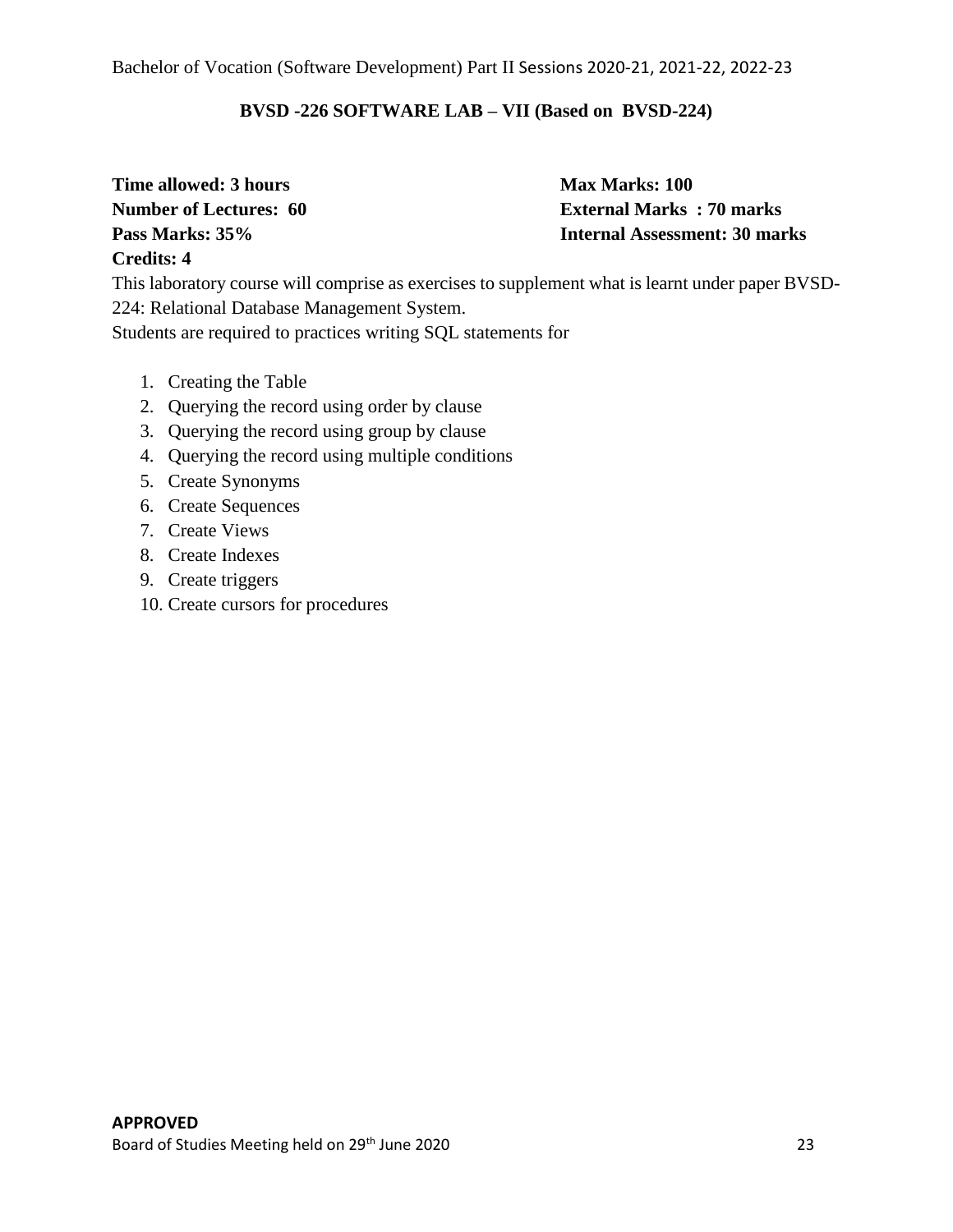## BVSD -226 SOFTWARE LAB – VII (Based on BVSD-224)

**Time allowed: 3 hours** **Max Marks: 100**
**Number of Lectures: 60** **External Marks : 70 marks**
**Pass Marks: 35%** **Internal Assessment: 30 marks**
**Credits: 4**

This laboratory course will comprise as exercises to supplement what is learnt under paper BVSD-224: Relational Database Management System.

Students are required to practices writing SQL statements for

1. Creating the Table
2. Querying the record using order by clause
3. Querying the record using group by clause
4. Querying the record using multiple conditions
5. Create Synonyms
6. Create Sequences
7. Create Views
8. Create Indexes
9. Create triggers
10. Create cursors for procedures

**APPROVED**
Board of Studies Meeting held on 29th June 2020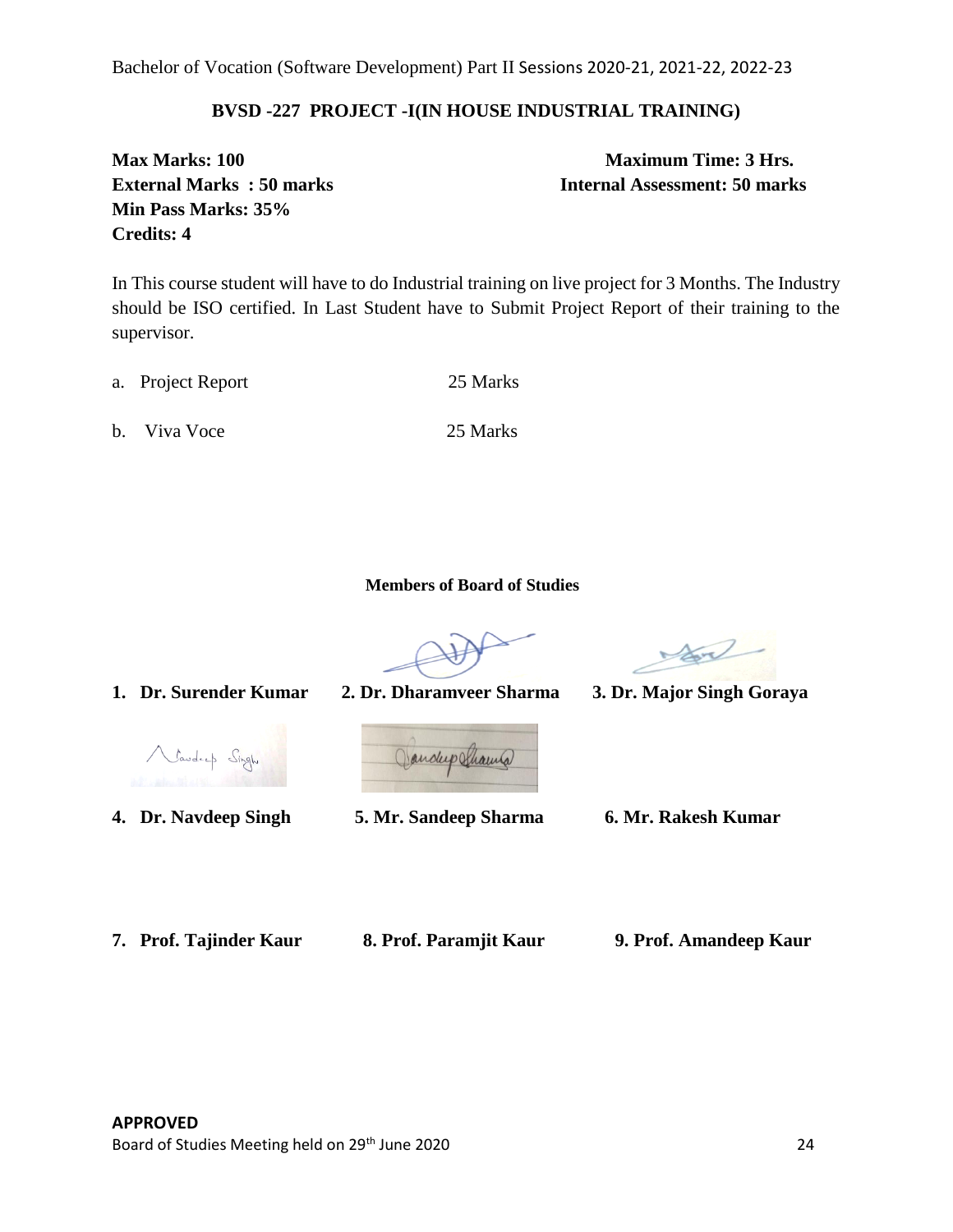## BVSD -227 PROJECT -I(IN HOUSE INDUSTRIAL TRAINING)

**Max Marks: 100** **Maximum Time: 3 Hrs.**
**External Marks : 50 marks** **Internal Assessment: 50 marks**
**Min Pass Marks: 35%**
**Credits: 4**

In This course student will have to do Industrial training on live project for 3 Months. The Industry should be ISO certified. In Last Student have to Submit Project Report of their training to the supervisor.

a. Project Report 25 Marks

b. Viva Voce 25 Marks

**Members of Board of Studies**

**1. Dr. Surender Kumar** **2. Dr. Dharamveer Sharma** **3. Dr. Major Singh Goraya**

**4. Dr. Navdeep Singh** **5. Mr. Sandeep Sharma** **6. Mr. Rakesh Kumar**

**7. Prof. Tajinder Kaur** **8. Prof. Paramjit Kaur** **9. Prof. Amandeep Kaur**

**APPROVED**
Board of Studies Meeting held on 29th June 2020